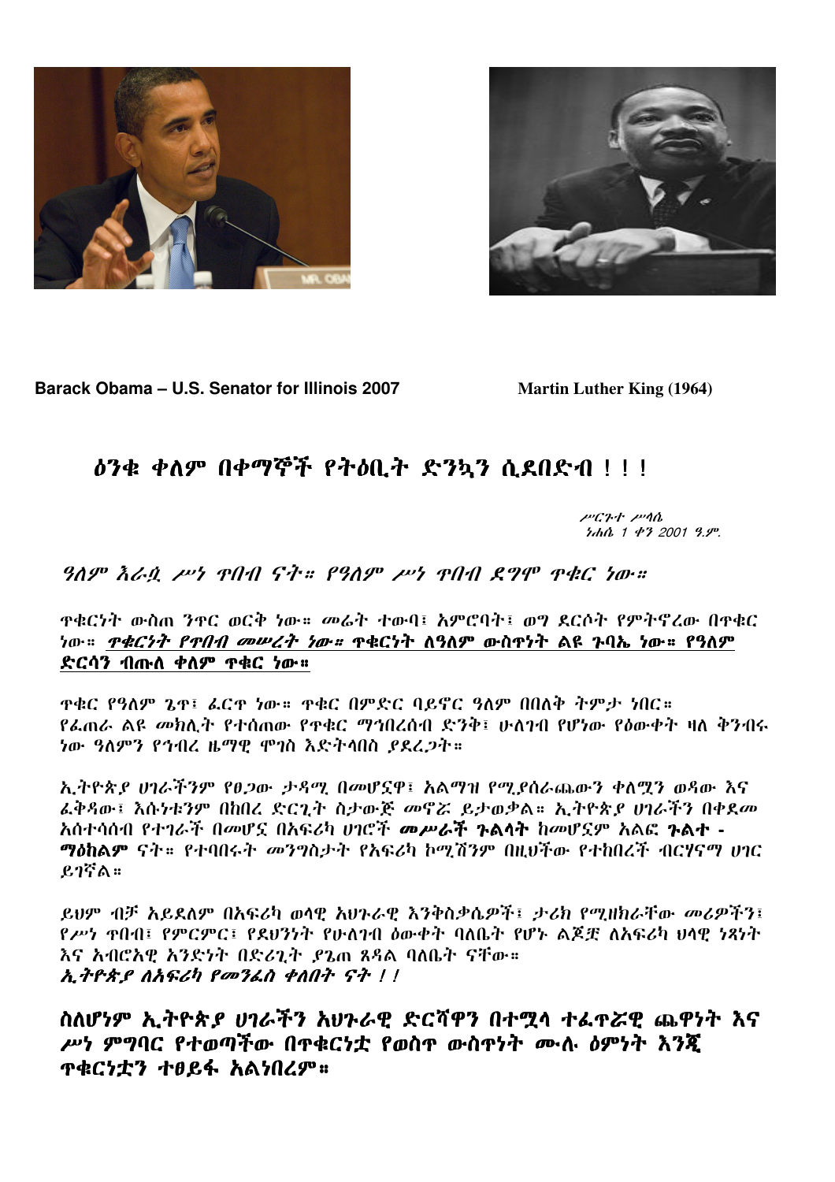**Barack Obama – U.S. Senator for Illinois 2007** **Martin Luther King (1964)**

## ዕንቁ ቀለም በቀማኞች የትዕቢት ድንኳን ሲደበድብ ! ! !

*ሥርጉተ ሥላሴ*
*ነሐሴ 1 ቀን 2001 ዓ.ም.*

*ዓለም እራሷ ሥነ ጥበብ ናት። የዓለም ሥነ ጥበብ ደግሞ ጥቁር ነው።*

ጥቁርነት ውስጠ ንጥር ወርቅ ነው። መሬት ተውባ፣ አምሮባት፣ ወግ ደርሶት የምትኖረው በጥቁር ነው። ***<u>ጥቁርነት የጥበብ መሠረት ነው። ጥቁርነት ለዓለም ውስጥነት ልዩ ጉባኤ ነው። የዓለም ድርሳን ብጡሉ ቀለም ጥቁር ነው።</u>***

ጥቁር የዓለም ጌጥ፣ ፈርጥ ነው። ጥቁር በምድር ባይኖር ዓለም በበለቅ ትምታ ነበር። የፈጠራ ልዩ መክሊት የተሰጠው የጥቁር ማኅበረሰብ ድንቅ፣ ሁለገብ የሆነው የዕውቀት ዛለ ቅንብሩ ነው ዓለምን የኀብረ ዜማዊ ሞገስ እድትላበስ ያደረጋት።

ኢትዮጵያ ሀገራችንም የፀጋው ታዳሚ በመሆኗ፣ አልማዝ የሚያሰራጨውን ቀለሟን ወዳው እና ፈቅዳው፣ እሱነቱንም በከበረ ድርጊት ስታውጅ መኖሯ ይታወቃል። ኢትዮጵያ ሀገራችን በቀደመ አሰተሳሰብ የተገራች በመሆኗ በአፍሪካ ሀገሮች ***መሥራች ጉልላት*** ከመሆኗም አልፎ ***ጉልት - ማዕከልም*** ናት። የተባበሩት መንግስታት የአፍሪካ ኮሚሽንም በዚህችው የተከበረች ብርሃናማ ሀገር ይገኛል።

ይህም ብቻ አይደለም በአፍሪካ ወላዊ አህጉራዊ እንቅስቃሴዎች፣ ታሪክ የሚዘክራቸው መሪዎችን፣ የሥነ ጥበብ፣ የምርምር፣ የደህንነት የሁለገብ ዕውቀት ባለቤት የሆኑ ልጆቿ ለአፍሪካ ህላዊ ነጻነት እና አብሮአዊ አንድነት በድሪጊት ያጌጠ ጸዳል ባለቤት ናቸው።
***ኢትዮጵያ ለአፍሪካ የመንፈስ ቀለበት ናት ! !***

**ስለሆነም ኢትዮጵያ ሀገራችን አህጉራዊ ድርሻዋን በተሟላ ተፈጥሯዊ ጨዋነት እና ሥነ ምግባር የተወጣችው በጥቁርነቷ የወስጥ ውስጥነት ሙሉ ዕምነት እንጂ ጥቁርነቷን ተፀይፋ አልነበረም።**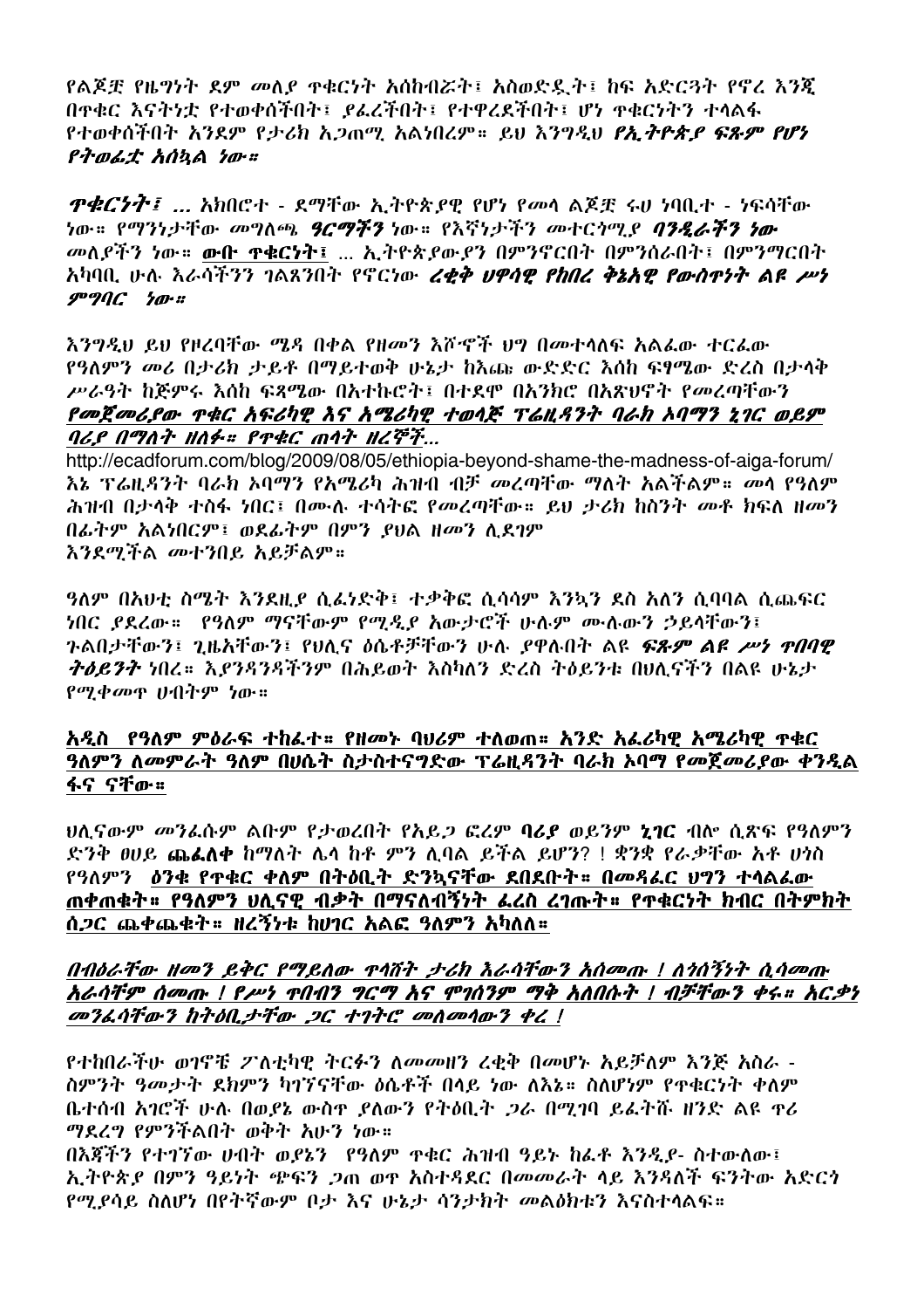የልጆቿ የዜግነት ደም መለያ ጥቁርነት አሰከብሯት፣ አስወድዷት፣ ከፍ አድርጓት የኖረ እንጂ በጥቁር እናትነቷ የተወቀሰችበት፣ ያፈረችበት፣ የተዋረደችበት፣ ሆነ ጥቁርነትን ተላልፋ የተወቀሰችበት አንደም የታሪክ አጋጣሚ አልነበረም። ይህ እንግዲህ ***የኢትዮጵያ ፍጹም የሆነ የትወፊቷ አሰኳል ነው።***

***ጥቁርነት፤*** … አክበሮተ - ደማቸው ኢትዮጵያዊ የሆነ የመላ ልጆቿ ሩህ ነባቢተ - ነፍሳቸው ነው። የማንነታቸው መግለጫ ***ዓርማችን*** ነው። የእኛነታችን መተርጎሚያ ***ባንዲራችን ነው*** መለያችን ነው። <u>**ውቡ ጥቁርነት፤**</u> … ኢትዮጵያውያን በምንኖርበት በምንሰራበት፣ በምንማርበት አካባቢ ሁሉ እራሳችንን ገልጸንበት የኖርነው ***ረቂቅ ሀዋሳዊ የከበረ ቅኔአዊ የውስጥነት ልዩ ሥነ ምግባር ነው።***

እንግዲህ ይህ የዞረባቸው ሜዳ በቀል የዘመን እሾኞች ህግ በመተላለፍ አልፈው ተርፈው የዓለምን መሪ በታሪክ ታይቶ በማይተወቅ ሁኔታ ከእጩ ውድድር እስከ ፍፃሜው ድረስ በታላቅ ሥራዓት ከጅምሩ እስከ ፍጻሜው በአተኩሮት፣ በተደሞ በአንክሮ በአጽህኖት የመረጣቸውን <u>***የመጀመሪያው ጥቁር አፍሪካዊ እና አሜሪካዊ ተወላጅ ፕሬዚዳንት ባራክ ኦባማን ኒገር ወይም ባሪያ በማለት ዘለፉ። የጥቁር ጠላት ዘረኞች…***</u>
http://ecadforum.com/blog/2009/08/05/ethiopia-beyond-shame-the-madness-of-aiga-forum/
እኔ ፕሬዚዳንት ባራክ ኦባማን የአሜሪካ ሕዝብ ብቻ መረጣቸው ማለት አልችልም። መላ የዓለም ሕዝብ በታላቅ ተስፋ ነበር፣ በሙሉ ተሳትፎ የመረጣቸው። ይህ ታሪክ ከስንት ሙቶ ክፍለ ዘመን በፊትም አልነበርም፣ ወደፊትም በምን ያህል ዘመን ሊደገም እንደሚችል መተንበይ አይቻልም።

ዓለም በአህቲ ስሜት እንደዚያ ሲፈነድቅ፣ ተቃቅፎ ሲሳሳም እንኳን ደስ አለን ሲባባል ሲጨፍር ነበር ያደረው። የዓለም ማናቸውም የሚዲያ አውታሮች ሁሉም ሙሉውን ኃይላቸውን፣ ጉልበታቸውን፣ ጊዜአቸውን፣ የህሊና ዕሴቶቻቸውን ሁሉ ያዋሉበት ልዩ ***ፍጹም ልዩ ሥነ ጥበባዊ ትዕይንት*** ነበረ። እያንዳንዳችንም በሕይወት እስካለን ድረስ ትዕይንቱ በህሊናችን በልዩ ሁኔታ የሚቀመጥ ሀብትም ነው።

<u>**አዲስ የዓለም ምዕራፍ ተከፈተ። የዘመኑ ባህሪም ተለወጠ። አንድ አፈሪካዊ አሜሪካዊ ጥቁር ዓለምን ለመምራት ዓለም በሀሴት ስታስተናግድው ፕሬዚዳንት ባራክ ኦባማ የመጀመሪያው ቀንዲል ፋና ናቸው።**</u>

ህሊናውም መንፈሱም ልቡም የታወረበት የአይጋ ፎረም **ባሪያ** ወይንም **ኒገር** ብሎ ሲጽፍ የዓለምን ድንቅ ፀሀይ **ጨፈለቀ** ከማለት ሌላ ከቶ ምን ሊባል ይችል ይሆን? ! ቋንቋ የራቃቸው አቶ ሀጎስ የዓለምን <u>**ዕንቁ የጥቁር ቀለም በትዕቢት ድንኳናቸው ደበደቡት። በመዳፈር ህግን ተላልፈው ጠቀጠቁት። የዓለምን ህሊናዊ ብቃት በማናለብኝነት ፈረስ ረገጡት። የጥቁርነት ክብር በትምክት ሲጋር ጨቀጨቁት። ዘረኝነቱ ከሀገር አልፎ ዓለምን አካለለ።**</u>

<u>***በብዕራቸው ዘመን ይቅር የማይለው ጥላሸት ታሪክ እራሳቸውን አሰመጡ ! ለጎሰኝነት ሲሳመጡ እራሳቸም ሰመጡ ! የሥነ ጥበብን ግርማ እና ሞገስንም ማቅ አለበሱት ! ብቻቸውን ቀሩ። አርቃነ መንፈሳቸውን ከትዕቢታቸው ጋር ተገትሮ መለመላውን ቀረ !***</u>

የተከበራችሁ ወገኖቼ ፖለቲካዊ ትርፋን ለመመዘን ረቂቅ በመሆኑ አይቻለም እንጅ አስራ - ስምንት ዓመታት ደክምን ካገኘናቸው ዕሴቶች በላይ ነው ለእኔ። ስለሆነም የጥቁርነት ቀለም ቤተሰብ አገሮች ሁሉ በወያኔ ውስጥ ያለውን የትዕቢት ጋራ በሚገባ ይፋትሹ ዘንድ ልዩ ጥሪ ማደረግ የምንችልበት ወቅት አሁን ነው።
በእጃችን የተገኘው ሀብተ ወያኔን የዓለም ጥቁር ሕዝብ ዓይኑ ከፈቶ እንዲያ- ስተውለው፣ ኢትዮጵያ በምን ዓይነት ጭፍን ጋጠ ወጥ አስተዳደር በመመራት ላይ እንዳለች ፍንትው አድርጎ የሚያሳይ ስለሆነ በየትኛውም ቦታ እና ሁኔታ ሳንታክት መልዕክቱን እናስተላልፍ።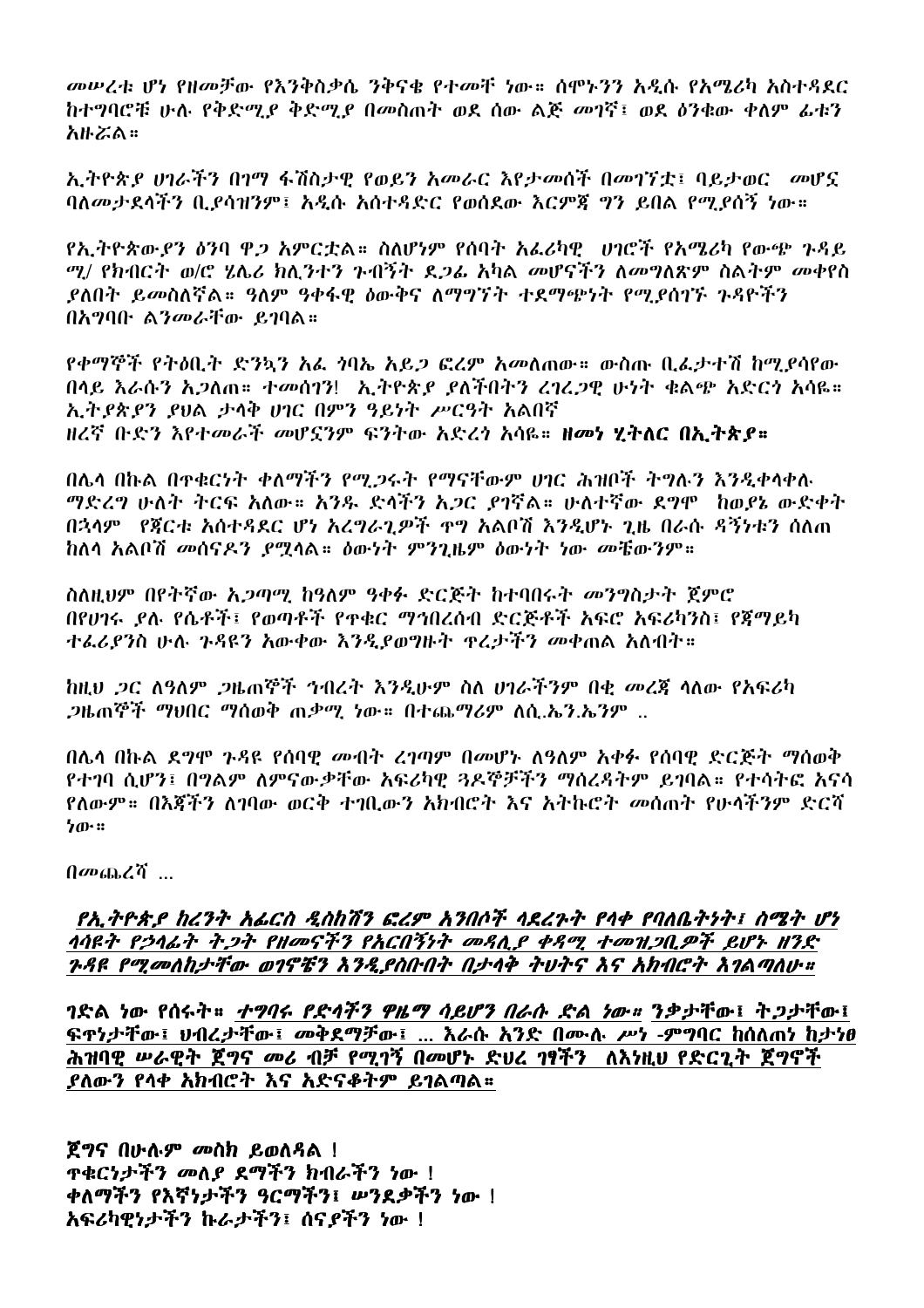*መሠረቱ ሆነ የዘመቻው የእንቅስቃሴ ንቅናቄ የተመቸ ነው። ሰሞኑንን አዲሱ የአሜሪካ አስተዳደር ከተግባሮቹ ሁሉ የቅድሚያ ቅድሚያ በመስጠት ወደ ሰው ልጅ መገኛ፣ ወደ ዕንቁው ቀለም ፊቱን አዙሯል።*

*ኢትዮጵያ ሀገራችን በገማ ፋሽስታዊ የወይን አመራር እየታመሰች በመገኘቷ፣ ባይታወር መሆኗ ባለመታደላችን ቢያሳዝነንም፣ አዲሱ አስተዳድር የወሰደው እርምጃ ግን ይበል የሚያሰኝ ነው።*

*የኢትዮጵውያን ዕንባ ዋጋ አምርቷል። ስለሆነም የሰባት አፊሪካዊ ሀገሮች የአሜሪካ የውጭ ጉዳይ ሚ/ የክብርት ወ/ሮ ሂሌሪ ክሊንተን ጉብኝት ደጋፊ አካል መሆናችን ለመግለጽም ስልትም መቀየስ ያለበት ይመስለኛል። ዓለም ዓቀፋዊ ዕውቅና ለማግኘት ተደማጭነት የሚያሰገኙ ጉዳዮችን በአግባቡ ልንመራቸው ይገባል።*

*የቀማኞች የትዕቢት ድንኳን አፈ ጎባኤ አይጋ ፎረም አመለጠው። ውስጡ ቢፈታተሽ ከሚያሳየው በላይ እራሱን አጋለጠ። ተመሰገነ! ኢትዮጵያ ያለችበትን ረገረጋዊ ሁነት ቁልጭ አድርጎ አሳዬ። ኢትያጵያን ያህል ታላቅ ሀገር በምን ዓይነት ሥርዓት አልበኛ ዘረኛ ቡድን እየተመራች መሆኗንም ፍንትው አድረጎ አሳዬ።* ***ዘመነ ሂትለር በኢትጵያ።***

*በሌላ በኩል በጥቁርነት ቀለማችን የሚጋሩት የማናቸውም ሀገር ሕዝቦች ትግሉን እንዲቀላቀሉ ማድረግ ሁለት ትርፍ አለው። አንዱ ድላችን አጋር ያገኛል። ሁለተኛው ደግሞ ከወያኔ ውድቀት በኋላም የጀርቷ አሰተዳደር ሆነ አረግራጊዎች ጥግ አልቦሽ እንዲሆኑ ጊዜ በራሱ ዳኝነቱን ሰለጠ ከለላ አልቦሽ መሰናዶን ያሚላል። ዕውነት ምንጊዜም ዕውነት ነው መቼውንም።*

*ስለዚህም በየትኛው አጋጣሚ ከዓለም ዓቀፉ ድርጅት ከተባበሩት መንግስታት ጀምሮ በየሀገሩ ያሉ የሴቶች፣ የወጣቶች የጥቁር ማኅበረሰብ ድርጅቶች አፍሮ አፍሪካንስ፣ የጃማይካ ተፈሪያንስ ሁሉ ጉዳዩን አውቀው እንዲያወግዙት ጥረታችን መቀጠል አለብት።*

*ከዚህ ጋር ለዓለም ጋዜጠኞች ኅብረት እንዲሁም ስለ ሀገራችንም በቂ መረጃ ላለው የአፍሪካ ጋዜጠኞች ማህበር ማሰወቅ ጠቃሚ ነው። በተጨማሪም ለሲ.ኤን.ኤንም ..*

*በሌላ በኩል ደግሞ ጉዳዩ የሰባዊ መብት ረገጣም በመሆኑ ለዓለም አቀፉ የሰባዊ ድርጅት ማሰወቅ የተገባ ሲሆን፣ በግልም ለምናውቃቸው አፍሪካዊ ጓዶኞቻችን ማሰረዳትም ይገባል። የተሳትፎ አናሳ የለውም። በእጃችን ለገባው ወርቅ ተገቢውን አክብሮት እና አትኩሮት መሰጠት የሁላችንም ድርሻ ነው።*

*በመጨረሻ …*

***<u>የኢትዮጵያ ከረንት አፌርስ ዲሰከሽን ፎረም አንበሶች ላደረጉት የላቀ የባለቤትነት፣ ስሜት ሆነ ላሳዩት የኃላፊት ትጋት የዘመናችን የአርበኝነት መዳሊያ ቀዳሚ ተመዝጋቢዎች ይሆኑ ዘንድ ጉዳዩ የሚመለከታቸው ወገኖቼን እንዲያስቡበት በታላቅ ትህትና እና አክብሮት እገልጣለሁ።</u>***

***ገድል ነው የሰሩት። <u>ተግባሩ የድላችን ዋዜማ ሳይሆን በራሱ ድል ነው። ንቃታቸው፣ ትጋታቸው፣ ፍጥነታቸው፣ ህብረታቸው፣ መቅደማቸው፣ … እራሱ አንድ በሙሉ ሥነ -ምግባር ከሰለጠነ ከታነፀ ሕዝባዊ ሠራዊት ጀግና መሪ ብቻ የሚገኝ በመሆኑ ድህረ ገፃችን ለእነዚህ የድርጊት ጀግኖች ያለውን የላቀ አክብሮት እና አድናቆትም ይገልጣል።</u>***

***ጀግና በሁሉም መስክ ይወለዳል !***
***ጥቁርነታችን መለያ ደማችን ክብራችን ነው !***
***ቀለማችን የእኛነታችን ዓርማችን፣ ሠንደቃችን ነው !***
***አፍሪካዊነታችን ኩራታችን፣ ሰናያችን ነው !***